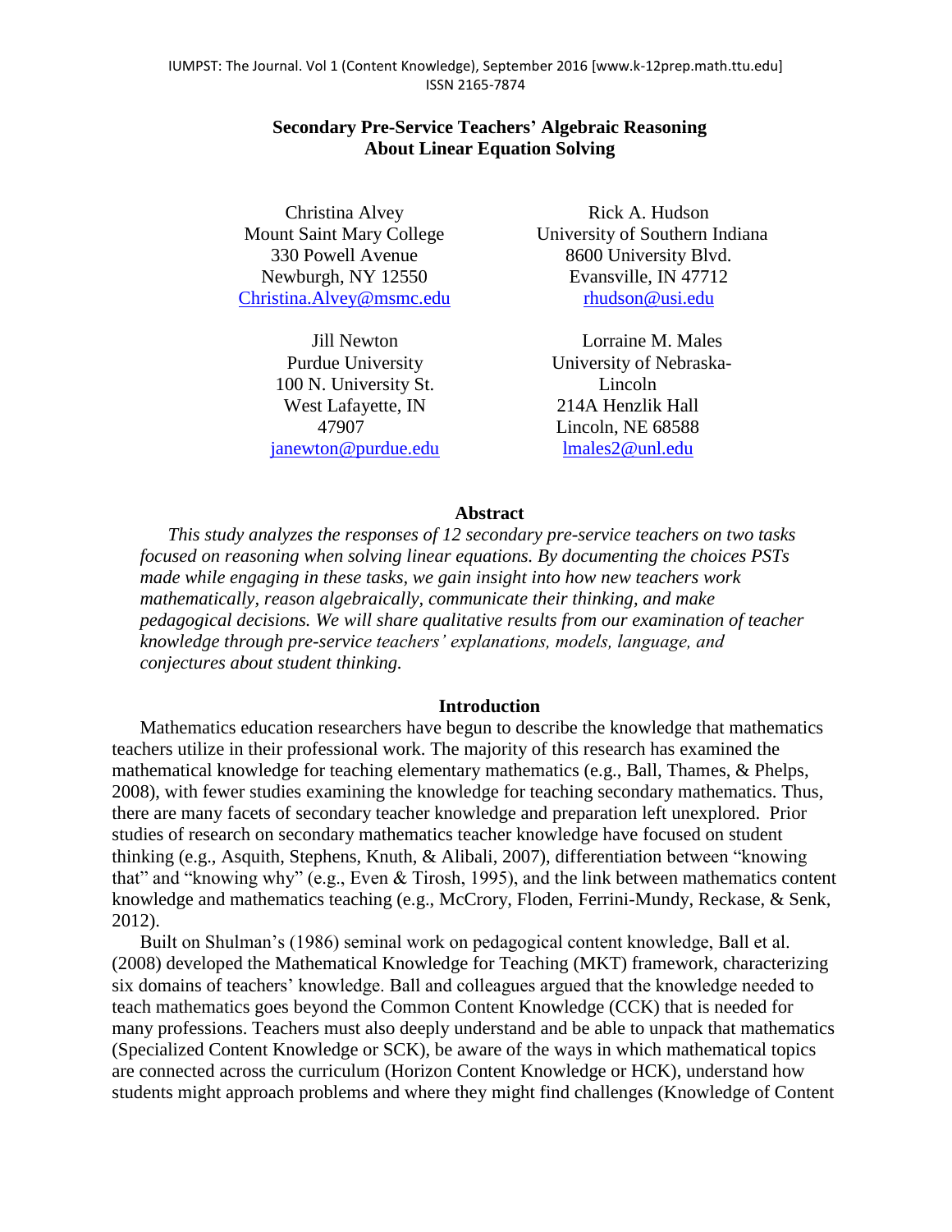# Secondary Pre-Service Teachers' Algebraic Reasoning About Linear Equation Solving

Christina Alvey
Mount Saint Mary College
330 Powell Avenue
Newburgh, NY 12550
Christina.Alvey@msmc.edu

Rick A. Hudson
University of Southern Indiana
8600 University Blvd.
Evansville, IN 47712
rhudson@usi.edu

Jill Newton
Purdue University
100 N. University St.
West Lafayette, IN 47907
janewton@purdue.edu

Lorraine M. Males
University of Nebraska-Lincoln
214A Henzlik Hall
Lincoln, NE 68588
lmales2@unl.edu

## Abstract

*This study analyzes the responses of 12 secondary pre-service teachers on two tasks focused on reasoning when solving linear equations. By documenting the choices PSTs made while engaging in these tasks, we gain insight into how new teachers work mathematically, reason algebraically, communicate their thinking, and make pedagogical decisions. We will share qualitative results from our examination of teacher knowledge through pre-service teachers' explanations, models, language, and conjectures about student thinking.*

## Introduction

Mathematics education researchers have begun to describe the knowledge that mathematics teachers utilize in their professional work. The majority of this research has examined the mathematical knowledge for teaching elementary mathematics (e.g., Ball, Thames, & Phelps, 2008), with fewer studies examining the knowledge for teaching secondary mathematics. Thus, there are many facets of secondary teacher knowledge and preparation left unexplored. Prior studies of research on secondary mathematics teacher knowledge have focused on student thinking (e.g., Asquith, Stephens, Knuth, & Alibali, 2007), differentiation between "knowing that" and "knowing why" (e.g., Even & Tirosh, 1995), and the link between mathematics content knowledge and mathematics teaching (e.g., McCrory, Floden, Ferrini-Mundy, Reckase, & Senk, 2012).

Built on Shulman's (1986) seminal work on pedagogical content knowledge, Ball et al. (2008) developed the Mathematical Knowledge for Teaching (MKT) framework, characterizing six domains of teachers' knowledge. Ball and colleagues argued that the knowledge needed to teach mathematics goes beyond the Common Content Knowledge (CCK) that is needed for many professions. Teachers must also deeply understand and be able to unpack that mathematics (Specialized Content Knowledge or SCK), be aware of the ways in which mathematical topics are connected across the curriculum (Horizon Content Knowledge or HCK), understand how students might approach problems and where they might find challenges (Knowledge of Content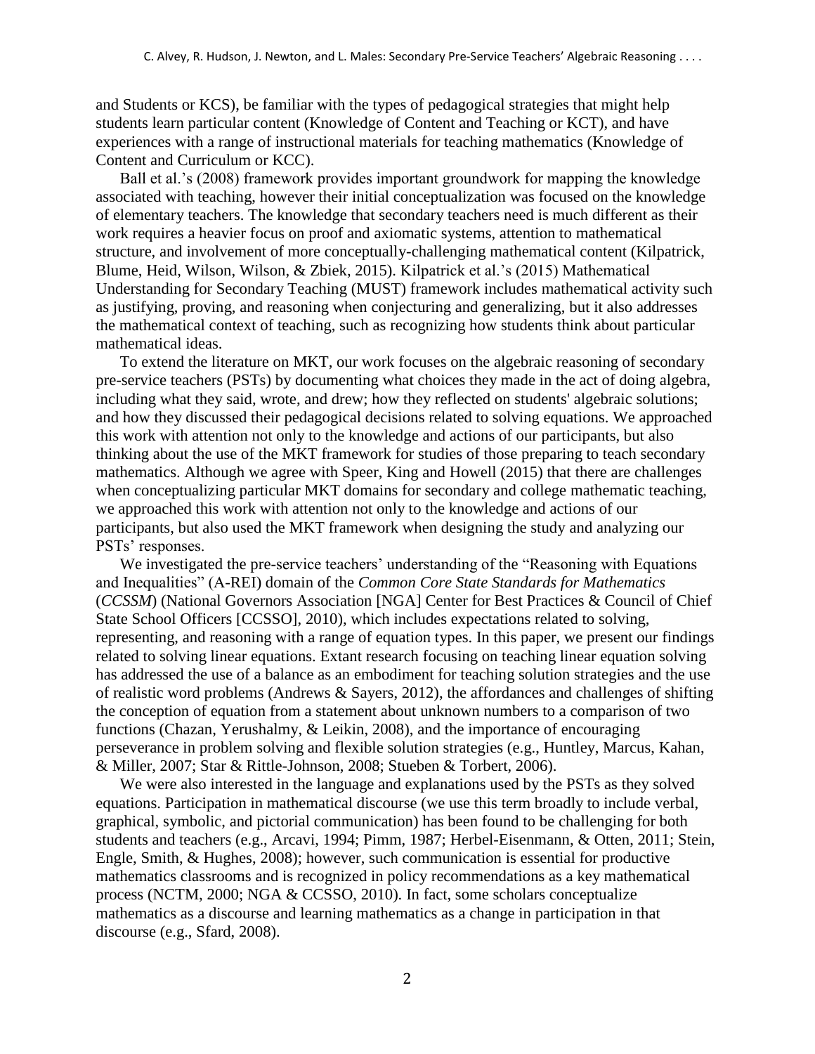and Students or KCS), be familiar with the types of pedagogical strategies that might help students learn particular content (Knowledge of Content and Teaching or KCT), and have experiences with a range of instructional materials for teaching mathematics (Knowledge of Content and Curriculum or KCC).

Ball et al.'s (2008) framework provides important groundwork for mapping the knowledge associated with teaching, however their initial conceptualization was focused on the knowledge of elementary teachers. The knowledge that secondary teachers need is much different as their work requires a heavier focus on proof and axiomatic systems, attention to mathematical structure, and involvement of more conceptually-challenging mathematical content (Kilpatrick, Blume, Heid, Wilson, Wilson, & Zbiek, 2015). Kilpatrick et al.'s (2015) Mathematical Understanding for Secondary Teaching (MUST) framework includes mathematical activity such as justifying, proving, and reasoning when conjecturing and generalizing, but it also addresses the mathematical context of teaching, such as recognizing how students think about particular mathematical ideas.

To extend the literature on MKT, our work focuses on the algebraic reasoning of secondary pre-service teachers (PSTs) by documenting what choices they made in the act of doing algebra, including what they said, wrote, and drew; how they reflected on students' algebraic solutions; and how they discussed their pedagogical decisions related to solving equations. We approached this work with attention not only to the knowledge and actions of our participants, but also thinking about the use of the MKT framework for studies of those preparing to teach secondary mathematics. Although we agree with Speer, King and Howell (2015) that there are challenges when conceptualizing particular MKT domains for secondary and college mathematic teaching, we approached this work with attention not only to the knowledge and actions of our participants, but also used the MKT framework when designing the study and analyzing our PSTs' responses.

We investigated the pre-service teachers' understanding of the "Reasoning with Equations and Inequalities" (A-REI) domain of the *Common Core State Standards for Mathematics* (*CCSSM*) (National Governors Association [NGA] Center for Best Practices & Council of Chief State School Officers [CCSSO], 2010), which includes expectations related to solving, representing, and reasoning with a range of equation types. In this paper, we present our findings related to solving linear equations. Extant research focusing on teaching linear equation solving has addressed the use of a balance as an embodiment for teaching solution strategies and the use of realistic word problems (Andrews & Sayers, 2012), the affordances and challenges of shifting the conception of equation from a statement about unknown numbers to a comparison of two functions (Chazan, Yerushalmy, & Leikin, 2008), and the importance of encouraging perseverance in problem solving and flexible solution strategies (e.g., Huntley, Marcus, Kahan, & Miller, 2007; Star & Rittle-Johnson, 2008; Stueben & Torbert, 2006).

We were also interested in the language and explanations used by the PSTs as they solved equations. Participation in mathematical discourse (we use this term broadly to include verbal, graphical, symbolic, and pictorial communication) has been found to be challenging for both students and teachers (e.g., Arcavi, 1994; Pimm, 1987; Herbel-Eisenmann, & Otten, 2011; Stein, Engle, Smith, & Hughes, 2008); however, such communication is essential for productive mathematics classrooms and is recognized in policy recommendations as a key mathematical process (NCTM, 2000; NGA & CCSSO, 2010). In fact, some scholars conceptualize mathematics as a discourse and learning mathematics as a change in participation in that discourse (e.g., Sfard, 2008).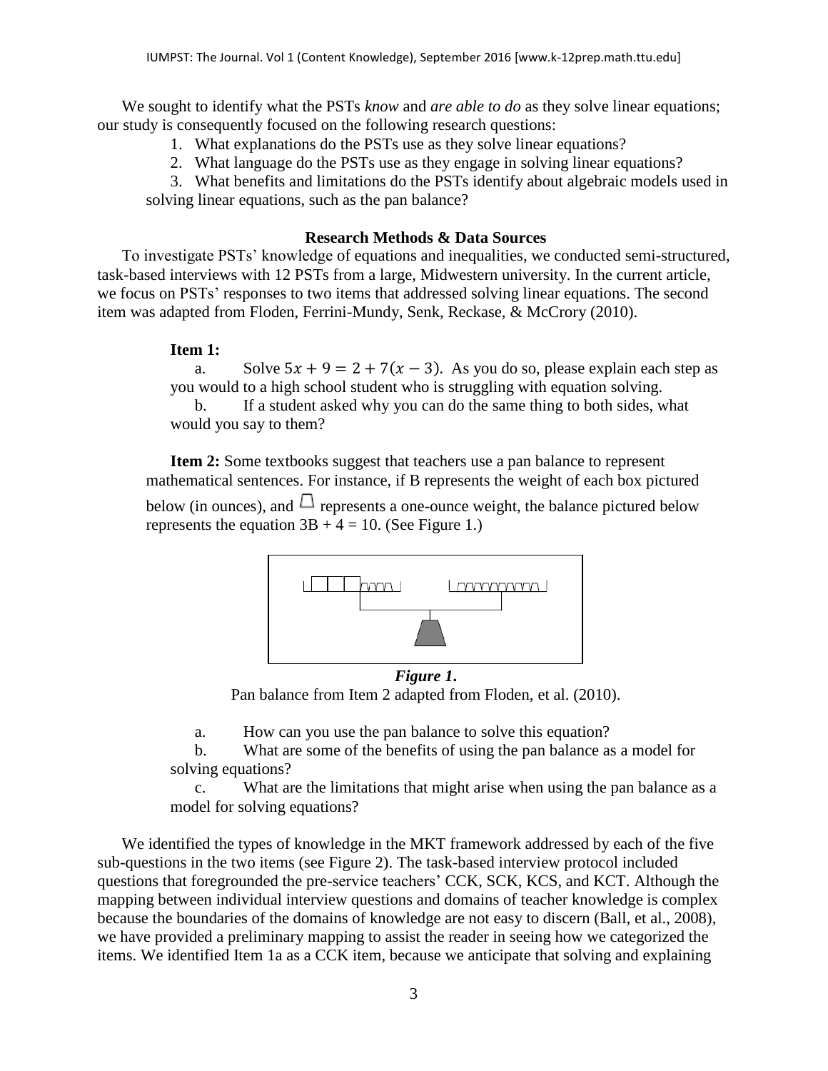We sought to identify what the PSTs *know* and *are able to do* as they solve linear equations; our study is consequently focused on the following research questions:

1. What explanations do the PSTs use as they solve linear equations?
2. What language do the PSTs use as they engage in solving linear equations?
3. What benefits and limitations do the PSTs identify about algebraic models used in solving linear equations, such as the pan balance?

## Research Methods & Data Sources

To investigate PSTs' knowledge of equations and inequalities, we conducted semi-structured, task-based interviews with 12 PSTs from a large, Midwestern university. In the current article, we focus on PSTs' responses to two items that addressed solving linear equations. The second item was adapted from Floden, Ferrini-Mundy, Senk, Reckase, & McCrory (2010).

**Item 1:**

a. Solve $5x + 9 = 2 + 7(x - 3)$. As you do so, please explain each step as you would to a high school student who is struggling with equation solving.

b. If a student asked why you can do the same thing to both sides, what would you say to them?

**Item 2:** Some textbooks suggest that teachers use a pan balance to represent mathematical sentences. For instance, if B represents the weight of each box pictured below (in ounces), and □ represents a one-ounce weight, the balance pictured below represents the equation 3B + 4 = 10. (See Figure 1.)

***Figure 1.***

Pan balance from Item 2 adapted from Floden, et al. (2010).

a. How can you use the pan balance to solve this equation?

b. What are some of the benefits of using the pan balance as a model for solving equations?

c. What are the limitations that might arise when using the pan balance as a model for solving equations?

We identified the types of knowledge in the MKT framework addressed by each of the five sub-questions in the two items (see Figure 2). The task-based interview protocol included questions that foregrounded the pre-service teachers' CCK, SCK, KCS, and KCT. Although the mapping between individual interview questions and domains of teacher knowledge is complex because the boundaries of the domains of knowledge are not easy to discern (Ball, et al., 2008), we have provided a preliminary mapping to assist the reader in seeing how we categorized the items. We identified Item 1a as a CCK item, because we anticipate that solving and explaining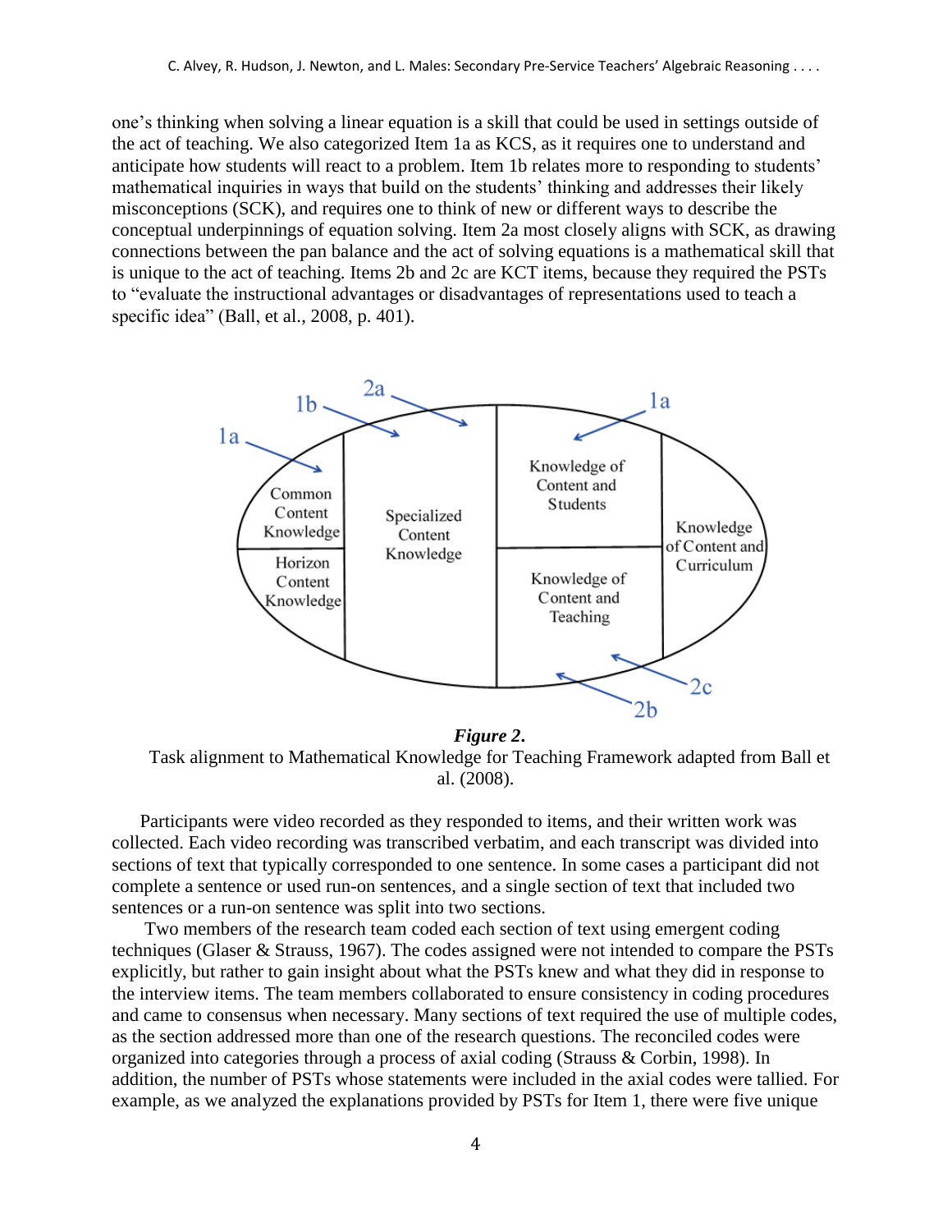one's thinking when solving a linear equation is a skill that could be used in settings outside of the act of teaching. We also categorized Item 1a as KCS, as it requires one to understand and anticipate how students will react to a problem. Item 1b relates more to responding to students' mathematical inquiries in ways that build on the students' thinking and addresses their likely misconceptions (SCK), and requires one to think of new or different ways to describe the conceptual underpinnings of equation solving. Item 2a most closely aligns with SCK, as drawing connections between the pan balance and the act of solving equations is a mathematical skill that is unique to the act of teaching. Items 2b and 2c are KCT items, because they required the PSTs to "evaluate the instructional advantages or disadvantages of representations used to teach a specific idea" (Ball, et al., 2008, p. 401).

***Figure 2.***

Task alignment to Mathematical Knowledge for Teaching Framework adapted from Ball et al. (2008).

Participants were video recorded as they responded to items, and their written work was collected. Each video recording was transcribed verbatim, and each transcript was divided into sections of text that typically corresponded to one sentence. In some cases a participant did not complete a sentence or used run-on sentences, and a single section of text that included two sentences or a run-on sentence was split into two sections.

Two members of the research team coded each section of text using emergent coding techniques (Glaser & Strauss, 1967). The codes assigned were not intended to compare the PSTs explicitly, but rather to gain insight about what the PSTs knew and what they did in response to the interview items. The team members collaborated to ensure consistency in coding procedures and came to consensus when necessary. Many sections of text required the use of multiple codes, as the section addressed more than one of the research questions. The reconciled codes were organized into categories through a process of axial coding (Strauss & Corbin, 1998). In addition, the number of PSTs whose statements were included in the axial codes were tallied. For example, as we analyzed the explanations provided by PSTs for Item 1, there were five unique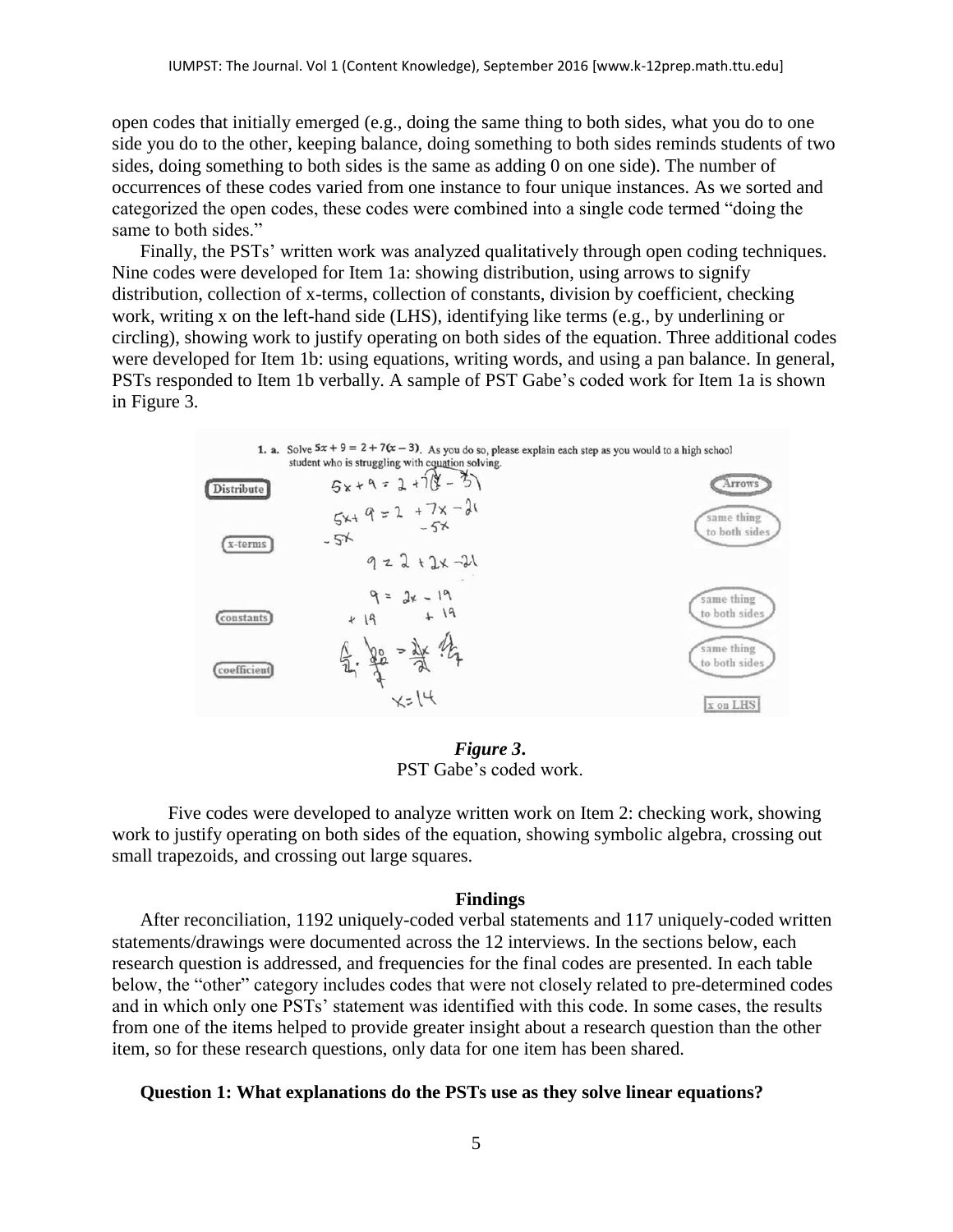open codes that initially emerged (e.g., doing the same thing to both sides, what you do to one side you do to the other, keeping balance, doing something to both sides reminds students of two sides, doing something to both sides is the same as adding 0 on one side). The number of occurrences of these codes varied from one instance to four unique instances. As we sorted and categorized the open codes, these codes were combined into a single code termed "doing the same to both sides."

Finally, the PSTs' written work was analyzed qualitatively through open coding techniques. Nine codes were developed for Item 1a: showing distribution, using arrows to signify distribution, collection of x-terms, collection of constants, division by coefficient, checking work, writing x on the left-hand side (LHS), identifying like terms (e.g., by underlining or circling), showing work to justify operating on both sides of the equation. Three additional codes were developed for Item 1b: using equations, writing words, and using a pan balance. In general, PSTs responded to Item 1b verbally. A sample of PST Gabe's coded work for Item 1a is shown in Figure 3.

***Figure 3.***
PST Gabe's coded work.

Five codes were developed to analyze written work on Item 2: checking work, showing work to justify operating on both sides of the equation, showing symbolic algebra, crossing out small trapezoids, and crossing out large squares.

## Findings

After reconciliation, 1192 uniquely-coded verbal statements and 117 uniquely-coded written statements/drawings were documented across the 12 interviews. In the sections below, each research question is addressed, and frequencies for the final codes are presented. In each table below, the "other" category includes codes that were not closely related to pre-determined codes and in which only one PSTs' statement was identified with this code. In some cases, the results from one of the items helped to provide greater insight about a research question than the other item, so for these research questions, only data for one item has been shared.

### Question 1: What explanations do the PSTs use as they solve linear equations?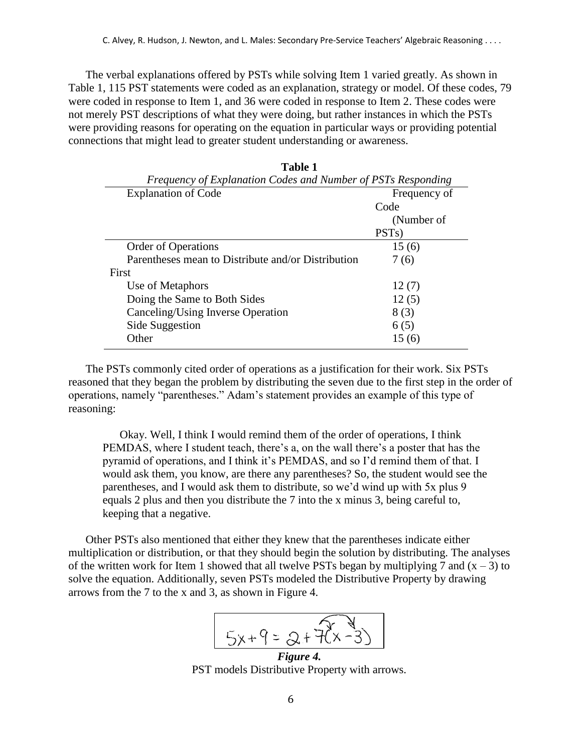The verbal explanations offered by PSTs while solving Item 1 varied greatly. As shown in Table 1, 115 PST statements were coded as an explanation, strategy or model. Of these codes, 79 were coded in response to Item 1, and 36 were coded in response to Item 2. These codes were not merely PST descriptions of what they were doing, but rather instances in which the PSTs were providing reasons for operating on the equation in particular ways or providing potential connections that might lead to greater student understanding or awareness.

**Table 1**

*Frequency of Explanation Codes and Number of PSTs Responding*

| Explanation of Code | Frequency of Code (Number of PSTs) |
|---|---|
| Order of Operations | 15 (6) |
| Parentheses mean to Distribute and/or Distribution First | 7 (6) |
| Use of Metaphors | 12 (7) |
| Doing the Same to Both Sides | 12 (5) |
| Canceling/Using Inverse Operation | 8 (3) |
| Side Suggestion | 6 (5) |
| Other | 15 (6) |

The PSTs commonly cited order of operations as a justification for their work. Six PSTs reasoned that they began the problem by distributing the seven due to the first step in the order of operations, namely "parentheses." Adam's statement provides an example of this type of reasoning:

> Okay. Well, I think I would remind them of the order of operations, I think PEMDAS, where I student teach, there's a, on the wall there's a poster that has the pyramid of operations, and I think it's PEMDAS, and so I'd remind them of that. I would ask them, you know, are there any parentheses? So, the student would see the parentheses, and I would ask them to distribute, so we'd wind up with 5x plus 9 equals 2 plus and then you distribute the 7 into the x minus 3, being careful to, keeping that a negative.

Other PSTs also mentioned that either they knew that the parentheses indicate either multiplication or distribution, or that they should begin the solution by distributing. The analyses of the written work for Item 1 showed that all twelve PSTs began by multiplying 7 and $(x - 3)$ to solve the equation. Additionally, seven PSTs modeled the Distributive Property by drawing arrows from the 7 to the x and 3, as shown in Figure 4.

$$5x + 9 = 2 + 7(x - 3)$$

***Figure 4.***
PST models Distributive Property with arrows.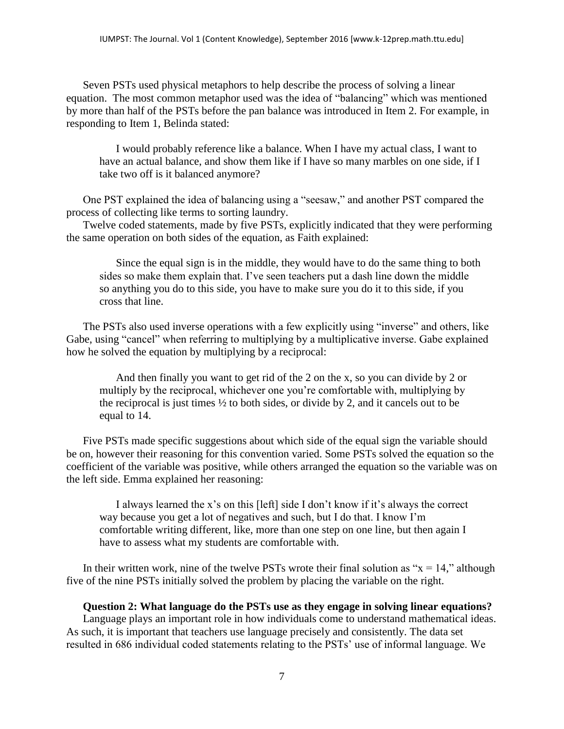Seven PSTs used physical metaphors to help describe the process of solving a linear equation. The most common metaphor used was the idea of "balancing" which was mentioned by more than half of the PSTs before the pan balance was introduced in Item 2. For example, in responding to Item 1, Belinda stated:

> I would probably reference like a balance. When I have my actual class, I want to have an actual balance, and show them like if I have so many marbles on one side, if I take two off is it balanced anymore?

One PST explained the idea of balancing using a "seesaw," and another PST compared the process of collecting like terms to sorting laundry.

Twelve coded statements, made by five PSTs, explicitly indicated that they were performing the same operation on both sides of the equation, as Faith explained:

> Since the equal sign is in the middle, they would have to do the same thing to both sides so make them explain that. I've seen teachers put a dash line down the middle so anything you do to this side, you have to make sure you do it to this side, if you cross that line.

The PSTs also used inverse operations with a few explicitly using "inverse" and others, like Gabe, using "cancel" when referring to multiplying by a multiplicative inverse. Gabe explained how he solved the equation by multiplying by a reciprocal:

> And then finally you want to get rid of the 2 on the x, so you can divide by 2 or multiply by the reciprocal, whichever one you're comfortable with, multiplying by the reciprocal is just times ½ to both sides, or divide by 2, and it cancels out to be equal to 14.

Five PSTs made specific suggestions about which side of the equal sign the variable should be on, however their reasoning for this convention varied. Some PSTs solved the equation so the coefficient of the variable was positive, while others arranged the equation so the variable was on the left side. Emma explained her reasoning:

> I always learned the x's on this [left] side I don't know if it's always the correct way because you get a lot of negatives and such, but I do that. I know I'm comfortable writing different, like, more than one step on one line, but then again I have to assess what my students are comfortable with.

In their written work, nine of the twelve PSTs wrote their final solution as "$x = 14$," although five of the nine PSTs initially solved the problem by placing the variable on the right.

**Question 2: What language do the PSTs use as they engage in solving linear equations?**

Language plays an important role in how individuals come to understand mathematical ideas. As such, it is important that teachers use language precisely and consistently. The data set resulted in 686 individual coded statements relating to the PSTs' use of informal language. We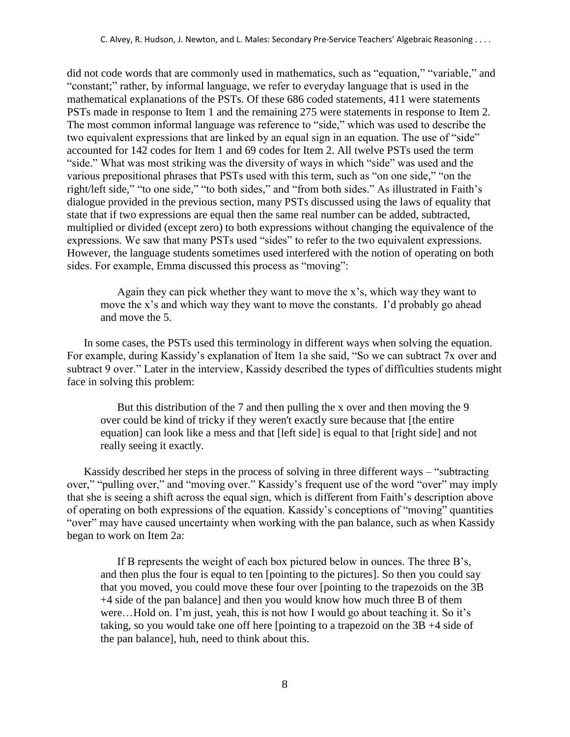did not code words that are commonly used in mathematics, such as “equation,” “variable,” and “constant;” rather, by informal language, we refer to everyday language that is used in the mathematical explanations of the PSTs. Of these 686 coded statements, 411 were statements PSTs made in response to Item 1 and the remaining 275 were statements in response to Item 2. The most common informal language was reference to “side,” which was used to describe the two equivalent expressions that are linked by an equal sign in an equation. The use of “side” accounted for 142 codes for Item 1 and 69 codes for Item 2. All twelve PSTs used the term “side.” What was most striking was the diversity of ways in which “side” was used and the various prepositional phrases that PSTs used with this term, such as “on one side,” “on the right/left side,” “to one side,” “to both sides,” and “from both sides.” As illustrated in Faith’s dialogue provided in the previous section, many PSTs discussed using the laws of equality that state that if two expressions are equal then the same real number can be added, subtracted, multiplied or divided (except zero) to both expressions without changing the equivalence of the expressions. We saw that many PSTs used “sides” to refer to the two equivalent expressions. However, the language students sometimes used interfered with the notion of operating on both sides. For example, Emma discussed this process as “moving”:

> Again they can pick whether they want to move the x’s, which way they want to move the x’s and which way they want to move the constants. I’d probably go ahead and move the 5.

In some cases, the PSTs used this terminology in different ways when solving the equation. For example, during Kassidy’s explanation of Item 1a she said, “So we can subtract 7x over and subtract 9 over.” Later in the interview, Kassidy described the types of difficulties students might face in solving this problem:

> But this distribution of the 7 and then pulling the x over and then moving the 9 over could be kind of tricky if they weren't exactly sure because that [the entire equation] can look like a mess and that [left side] is equal to that [right side] and not really seeing it exactly.

Kassidy described her steps in the process of solving in three different ways – “subtracting over,” “pulling over,” and “moving over.” Kassidy’s frequent use of the word “over” may imply that she is seeing a shift across the equal sign, which is different from Faith’s description above of operating on both expressions of the equation. Kassidy’s conceptions of “moving” quantities “over” may have caused uncertainty when working with the pan balance, such as when Kassidy began to work on Item 2a:

> If B represents the weight of each box pictured below in ounces. The three B’s, and then plus the four is equal to ten [pointing to the pictures]. So then you could say that you moved, you could move these four over [pointing to the trapezoids on the 3B +4 side of the pan balance] and then you would know how much three B of them were…Hold on. I’m just, yeah, this is not how I would go about teaching it. So it’s taking, so you would take one off here [pointing to a trapezoid on the 3B +4 side of the pan balance], huh, need to think about this.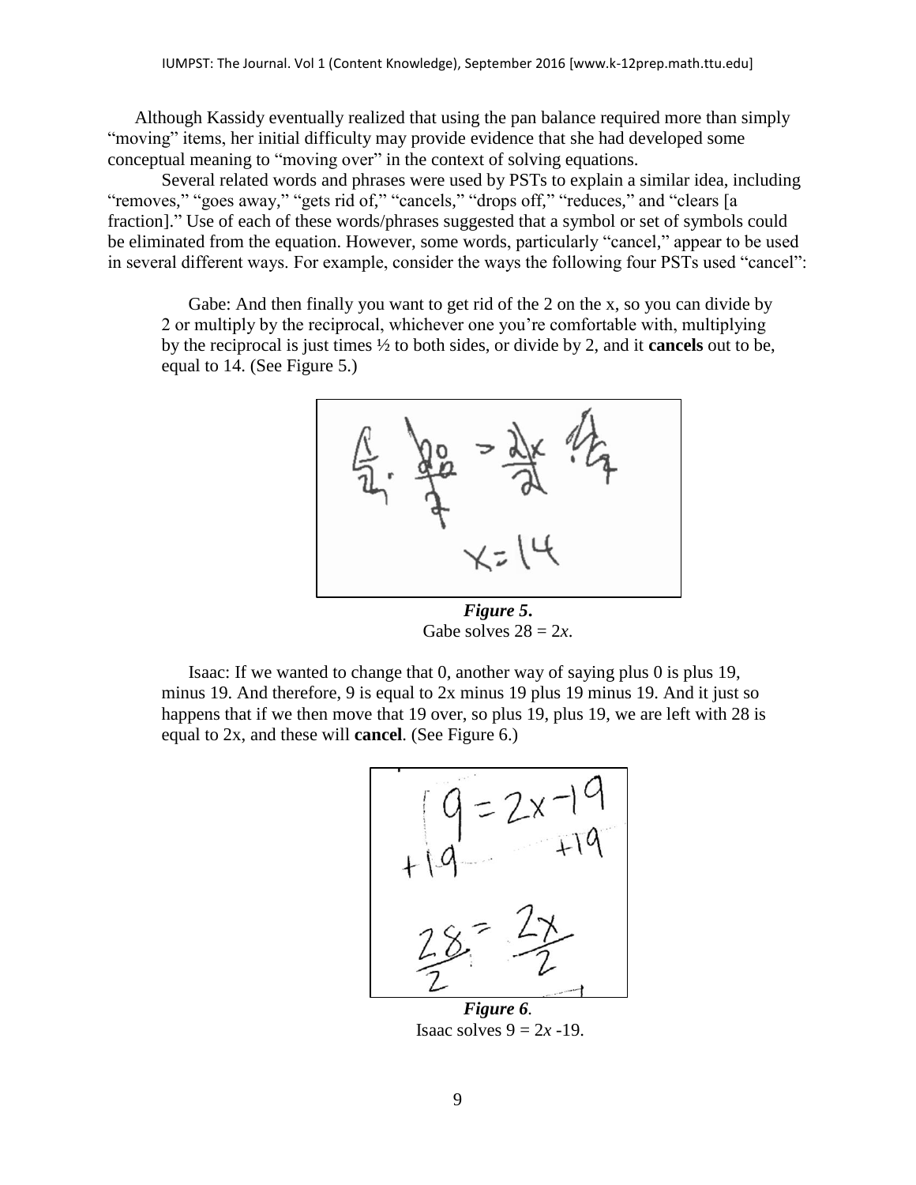Although Kassidy eventually realized that using the pan balance required more than simply "moving" items, her initial difficulty may provide evidence that she had developed some conceptual meaning to "moving over" in the context of solving equations.

Several related words and phrases were used by PSTs to explain a similar idea, including "removes," "goes away," "gets rid of," "cancels," "drops off," "reduces," and "clears [a fraction]." Use of each of these words/phrases suggested that a symbol or set of symbols could be eliminated from the equation. However, some words, particularly "cancel," appear to be used in several different ways. For example, consider the ways the following four PSTs used "cancel":

> Gabe: And then finally you want to get rid of the 2 on the x, so you can divide by 2 or multiply by the reciprocal, whichever one you're comfortable with, multiplying by the reciprocal is just times ½ to both sides, or divide by 2, and it **cancels** out to be, equal to 14. (See Figure 5.)

***Figure 5.***
Gabe solves $28 = 2x$.

> Isaac: If we wanted to change that 0, another way of saying plus 0 is plus 19, minus 19. And therefore, 9 is equal to 2x minus 19 plus 19 minus 19. And it just so happens that if we then move that 19 over, so plus 19, plus 19, we are left with 28 is equal to 2x, and these will **cancel**. (See Figure 6.)

***Figure 6.***
Isaac solves $9 = 2x - 19$.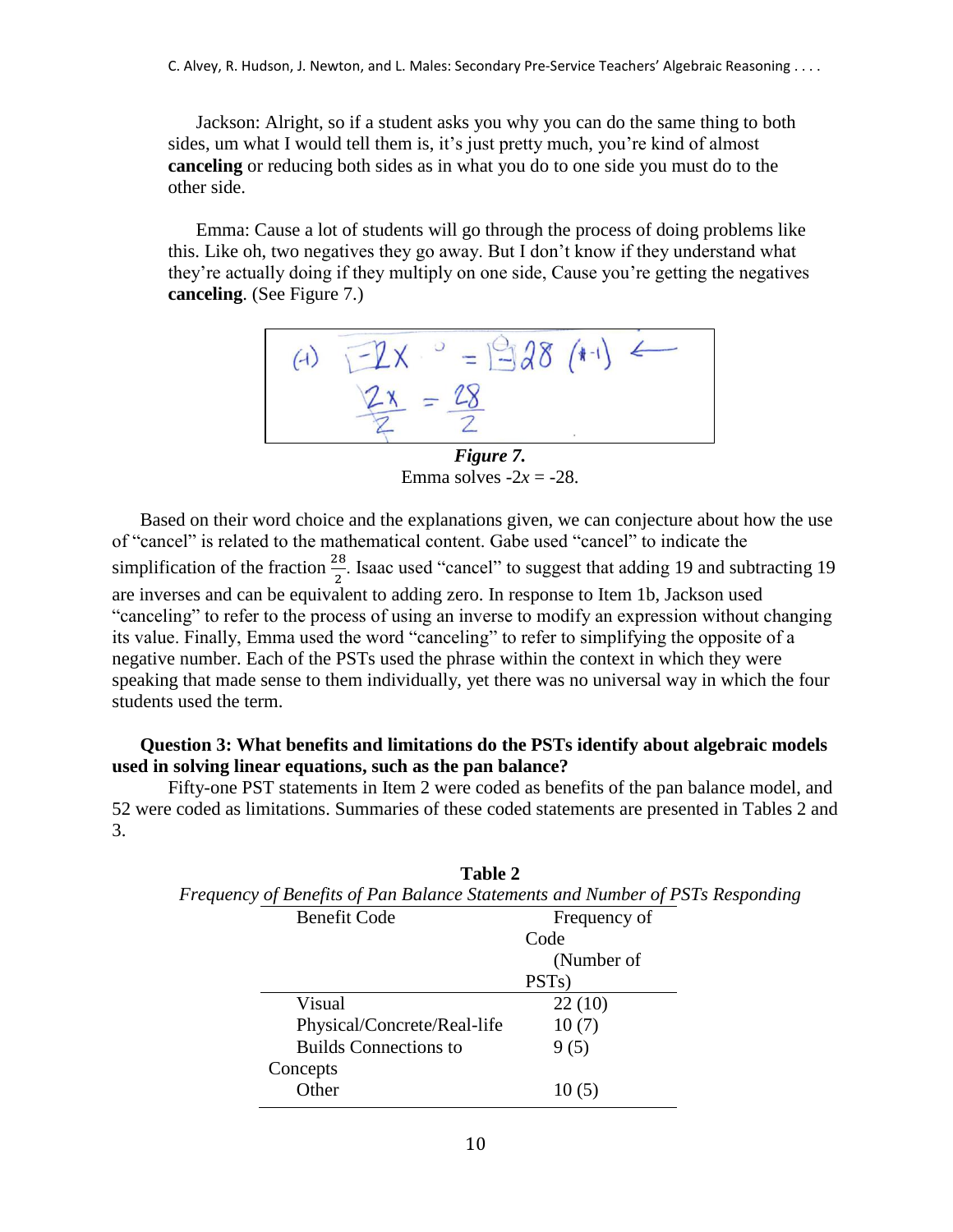Jackson: Alright, so if a student asks you why you can do the same thing to both sides, um what I would tell them is, it's just pretty much, you're kind of almost **canceling** or reducing both sides as in what you do to one side you must do to the other side.

Emma: Cause a lot of students will go through the process of doing problems like this. Like oh, two negatives they go away. But I don't know if they understand what they're actually doing if they multiply on one side, Cause you're getting the negatives **canceling**. (See Figure 7.)

***Figure 7.***
Emma solves $-2x = -28$.

Based on their word choice and the explanations given, we can conjecture about how the use of "cancel" is related to the mathematical content. Gabe used "cancel" to indicate the simplification of the fraction $\frac{28}{2}$. Isaac used "cancel" to suggest that adding 19 and subtracting 19 are inverses and can be equivalent to adding zero. In response to Item 1b, Jackson used "canceling" to refer to the process of using an inverse to modify an expression without changing its value. Finally, Emma used the word "canceling" to refer to simplifying the opposite of a negative number. Each of the PSTs used the phrase within the context in which they were speaking that made sense to them individually, yet there was no universal way in which the four students used the term.

**Question 3: What benefits and limitations do the PSTs identify about algebraic models used in solving linear equations, such as the pan balance?**

Fifty-one PST statements in Item 2 were coded as benefits of the pan balance model, and 52 were coded as limitations. Summaries of these coded statements are presented in Tables 2 and 3.

**Table 2**
*Frequency of Benefits of Pan Balance Statements and Number of PSTs Responding*

| Benefit Code | Frequency of Code (Number of PSTs) |
|---|---|
| Visual | 22 (10) |
| Physical/Concrete/Real-life | 10 (7) |
| Builds Connections to Concepts | 9 (5) |
| Other | 10 (5) |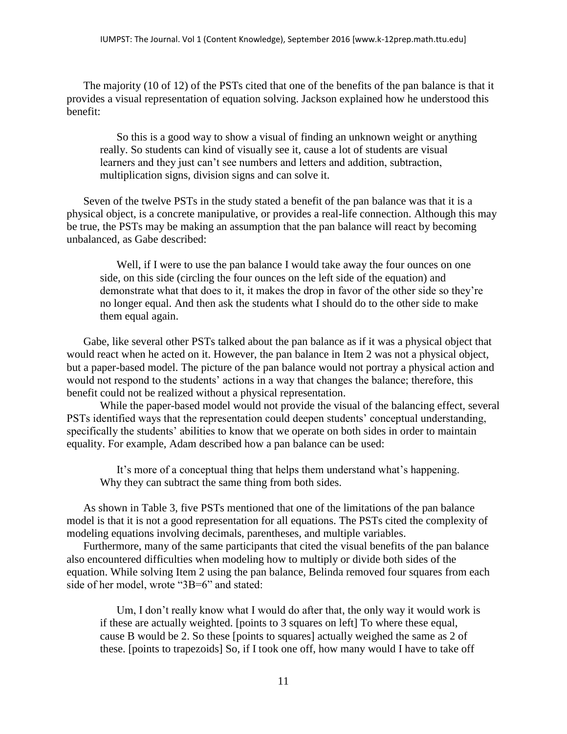The majority (10 of 12) of the PSTs cited that one of the benefits of the pan balance is that it provides a visual representation of equation solving. Jackson explained how he understood this benefit:

> So this is a good way to show a visual of finding an unknown weight or anything really. So students can kind of visually see it, cause a lot of students are visual learners and they just can't see numbers and letters and addition, subtraction, multiplication signs, division signs and can solve it.

Seven of the twelve PSTs in the study stated a benefit of the pan balance was that it is a physical object, is a concrete manipulative, or provides a real-life connection. Although this may be true, the PSTs may be making an assumption that the pan balance will react by becoming unbalanced, as Gabe described:

> Well, if I were to use the pan balance I would take away the four ounces on one side, on this side (circling the four ounces on the left side of the equation) and demonstrate what that does to it, it makes the drop in favor of the other side so they're no longer equal. And then ask the students what I should do to the other side to make them equal again.

Gabe, like several other PSTs talked about the pan balance as if it was a physical object that would react when he acted on it. However, the pan balance in Item 2 was not a physical object, but a paper-based model. The picture of the pan balance would not portray a physical action and would not respond to the students' actions in a way that changes the balance; therefore, this benefit could not be realized without a physical representation.

While the paper-based model would not provide the visual of the balancing effect, several PSTs identified ways that the representation could deepen students' conceptual understanding, specifically the students' abilities to know that we operate on both sides in order to maintain equality. For example, Adam described how a pan balance can be used:

> It's more of a conceptual thing that helps them understand what's happening. Why they can subtract the same thing from both sides.

As shown in Table 3, five PSTs mentioned that one of the limitations of the pan balance model is that it is not a good representation for all equations. The PSTs cited the complexity of modeling equations involving decimals, parentheses, and multiple variables.

Furthermore, many of the same participants that cited the visual benefits of the pan balance also encountered difficulties when modeling how to multiply or divide both sides of the equation. While solving Item 2 using the pan balance, Belinda removed four squares from each side of her model, wrote "3B=6" and stated:

> Um, I don't really know what I would do after that, the only way it would work is if these are actually weighted. [points to 3 squares on left] To where these equal, cause B would be 2. So these [points to squares] actually weighed the same as 2 of these. [points to trapezoids] So, if I took one off, how many would I have to take off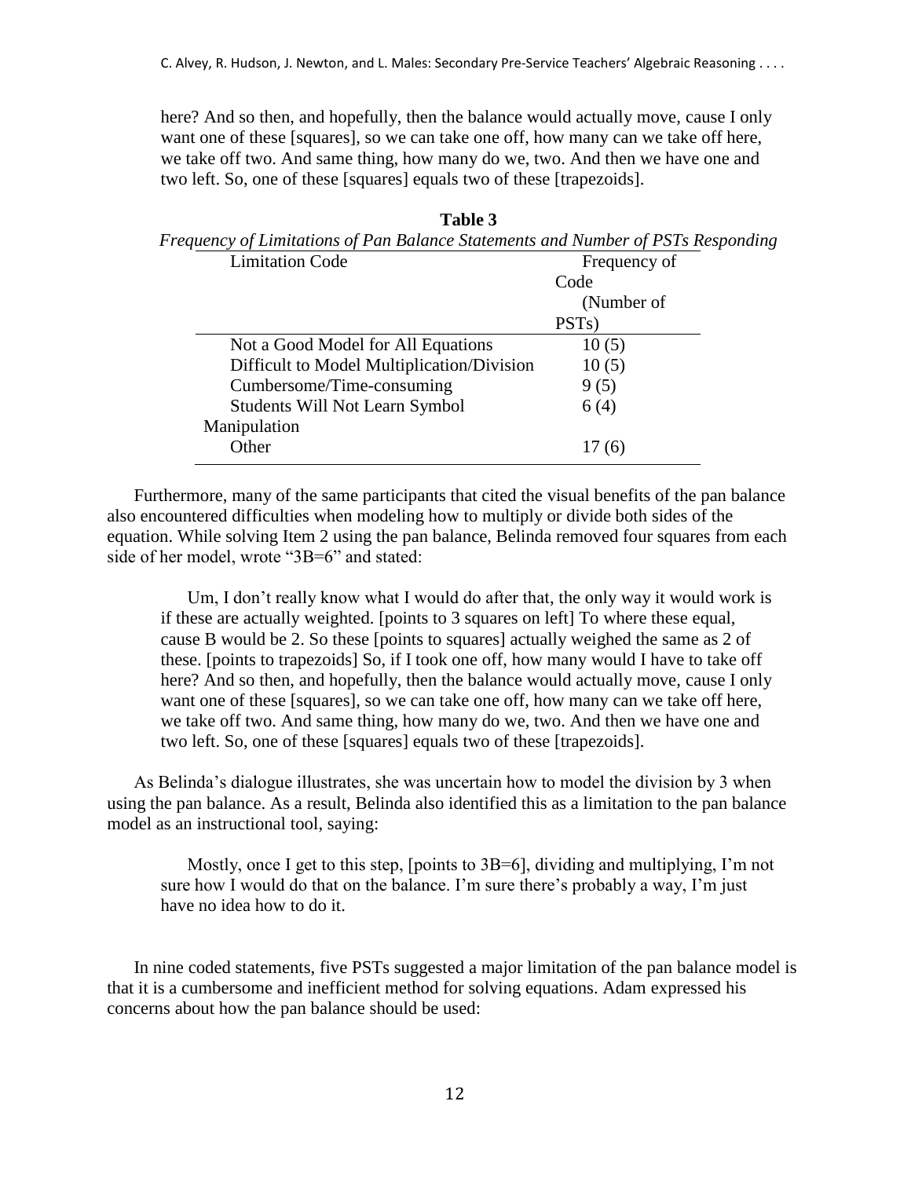here? And so then, and hopefully, then the balance would actually move, cause I only want one of these [squares], so we can take one off, how many can we take off here, we take off two. And same thing, how many do we, two. And then we have one and two left. So, one of these [squares] equals two of these [trapezoids].

**Table 3**

*Frequency of Limitations of Pan Balance Statements and Number of PSTs Responding*

| Limitation Code | Frequency of Code (Number of PSTs) |
|---|---|
| Not a Good Model for All Equations | 10 (5) |
| Difficult to Model Multiplication/Division | 10 (5) |
| Cumbersome/Time-consuming | 9 (5) |
| Students Will Not Learn Symbol Manipulation | 6 (4) |
| Other | 17 (6) |

Furthermore, many of the same participants that cited the visual benefits of the pan balance also encountered difficulties when modeling how to multiply or divide both sides of the equation. While solving Item 2 using the pan balance, Belinda removed four squares from each side of her model, wrote "3B=6" and stated:

> Um, I don't really know what I would do after that, the only way it would work is if these are actually weighted. [points to 3 squares on left] To where these equal, cause B would be 2. So these [points to squares] actually weighed the same as 2 of these. [points to trapezoids] So, if I took one off, how many would I have to take off here? And so then, and hopefully, then the balance would actually move, cause I only want one of these [squares], so we can take one off, how many can we take off here, we take off two. And same thing, how many do we, two. And then we have one and two left. So, one of these [squares] equals two of these [trapezoids].

As Belinda's dialogue illustrates, she was uncertain how to model the division by 3 when using the pan balance. As a result, Belinda also identified this as a limitation to the pan balance model as an instructional tool, saying:

> Mostly, once I get to this step, [points to 3B=6], dividing and multiplying, I'm not sure how I would do that on the balance. I'm sure there's probably a way, I'm just have no idea how to do it.

In nine coded statements, five PSTs suggested a major limitation of the pan balance model is that it is a cumbersome and inefficient method for solving equations. Adam expressed his concerns about how the pan balance should be used: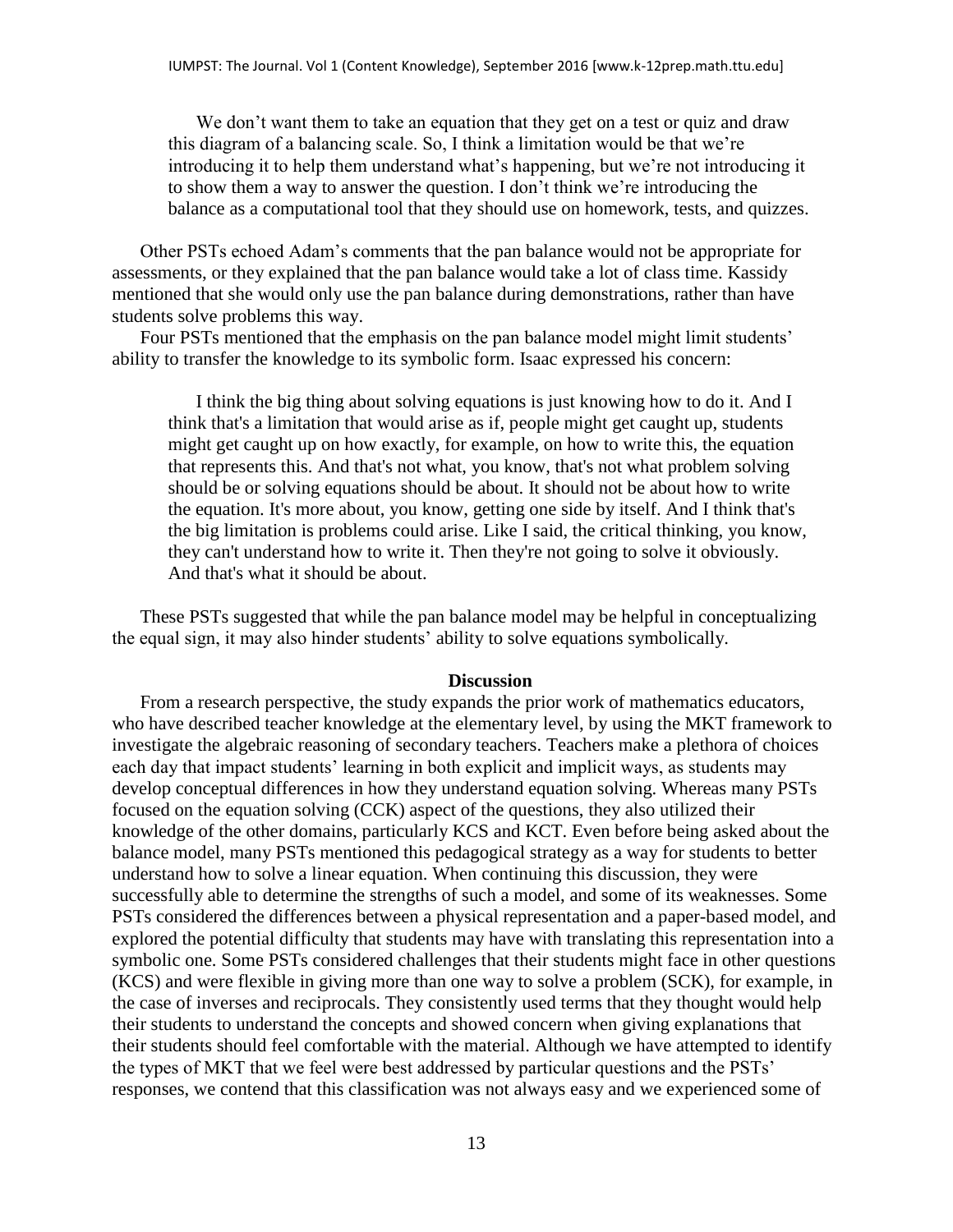> We don't want them to take an equation that they get on a test or quiz and draw this diagram of a balancing scale. So, I think a limitation would be that we're introducing it to help them understand what's happening, but we're not introducing it to show them a way to answer the question. I don't think we're introducing the balance as a computational tool that they should use on homework, tests, and quizzes.

Other PSTs echoed Adam's comments that the pan balance would not be appropriate for assessments, or they explained that the pan balance would take a lot of class time. Kassidy mentioned that she would only use the pan balance during demonstrations, rather than have students solve problems this way.

Four PSTs mentioned that the emphasis on the pan balance model might limit students' ability to transfer the knowledge to its symbolic form. Isaac expressed his concern:

> I think the big thing about solving equations is just knowing how to do it. And I think that's a limitation that would arise as if, people might get caught up, students might get caught up on how exactly, for example, on how to write this, the equation that represents this. And that's not what, you know, that's not what problem solving should be or solving equations should be about. It should not be about how to write the equation. It's more about, you know, getting one side by itself. And I think that's the big limitation is problems could arise. Like I said, the critical thinking, you know, they can't understand how to write it. Then they're not going to solve it obviously. And that's what it should be about.

These PSTs suggested that while the pan balance model may be helpful in conceptualizing the equal sign, it may also hinder students' ability to solve equations symbolically.

## Discussion

From a research perspective, the study expands the prior work of mathematics educators, who have described teacher knowledge at the elementary level, by using the MKT framework to investigate the algebraic reasoning of secondary teachers. Teachers make a plethora of choices each day that impact students' learning in both explicit and implicit ways, as students may develop conceptual differences in how they understand equation solving. Whereas many PSTs focused on the equation solving (CCK) aspect of the questions, they also utilized their knowledge of the other domains, particularly KCS and KCT. Even before being asked about the balance model, many PSTs mentioned this pedagogical strategy as a way for students to better understand how to solve a linear equation. When continuing this discussion, they were successfully able to determine the strengths of such a model, and some of its weaknesses. Some PSTs considered the differences between a physical representation and a paper-based model, and explored the potential difficulty that students may have with translating this representation into a symbolic one. Some PSTs considered challenges that their students might face in other questions (KCS) and were flexible in giving more than one way to solve a problem (SCK), for example, in the case of inverses and reciprocals. They consistently used terms that they thought would help their students to understand the concepts and showed concern when giving explanations that their students should feel comfortable with the material. Although we have attempted to identify the types of MKT that we feel were best addressed by particular questions and the PSTs' responses, we contend that this classification was not always easy and we experienced some of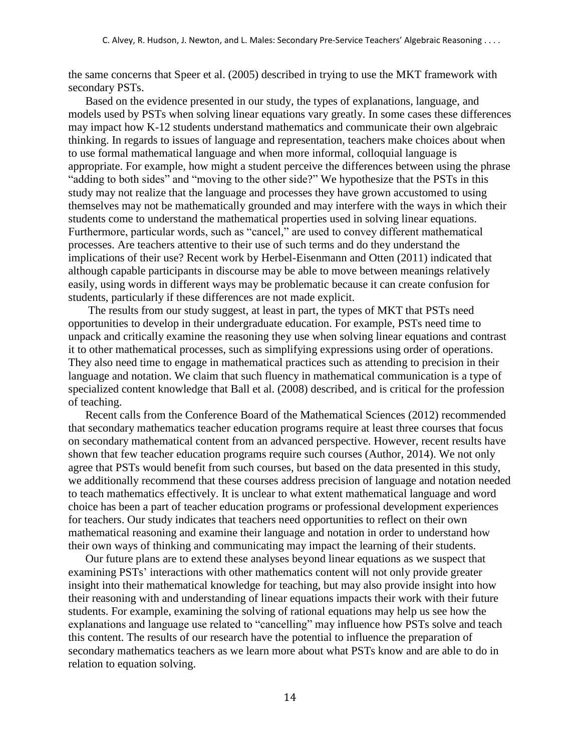the same concerns that Speer et al. (2005) described in trying to use the MKT framework with secondary PSTs.

Based on the evidence presented in our study, the types of explanations, language, and models used by PSTs when solving linear equations vary greatly. In some cases these differences may impact how K-12 students understand mathematics and communicate their own algebraic thinking. In regards to issues of language and representation, teachers make choices about when to use formal mathematical language and when more informal, colloquial language is appropriate. For example, how might a student perceive the differences between using the phrase "adding to both sides" and "moving to the other side?" We hypothesize that the PSTs in this study may not realize that the language and processes they have grown accustomed to using themselves may not be mathematically grounded and may interfere with the ways in which their students come to understand the mathematical properties used in solving linear equations. Furthermore, particular words, such as "cancel," are used to convey different mathematical processes. Are teachers attentive to their use of such terms and do they understand the implications of their use? Recent work by Herbel-Eisenmann and Otten (2011) indicated that although capable participants in discourse may be able to move between meanings relatively easily, using words in different ways may be problematic because it can create confusion for students, particularly if these differences are not made explicit.

The results from our study suggest, at least in part, the types of MKT that PSTs need opportunities to develop in their undergraduate education. For example, PSTs need time to unpack and critically examine the reasoning they use when solving linear equations and contrast it to other mathematical processes, such as simplifying expressions using order of operations. They also need time to engage in mathematical practices such as attending to precision in their language and notation. We claim that such fluency in mathematical communication is a type of specialized content knowledge that Ball et al. (2008) described, and is critical for the profession of teaching.

Recent calls from the Conference Board of the Mathematical Sciences (2012) recommended that secondary mathematics teacher education programs require at least three courses that focus on secondary mathematical content from an advanced perspective. However, recent results have shown that few teacher education programs require such courses (Author, 2014). We not only agree that PSTs would benefit from such courses, but based on the data presented in this study, we additionally recommend that these courses address precision of language and notation needed to teach mathematics effectively. It is unclear to what extent mathematical language and word choice has been a part of teacher education programs or professional development experiences for teachers. Our study indicates that teachers need opportunities to reflect on their own mathematical reasoning and examine their language and notation in order to understand how their own ways of thinking and communicating may impact the learning of their students.

Our future plans are to extend these analyses beyond linear equations as we suspect that examining PSTs' interactions with other mathematics content will not only provide greater insight into their mathematical knowledge for teaching, but may also provide insight into how their reasoning with and understanding of linear equations impacts their work with their future students. For example, examining the solving of rational equations may help us see how the explanations and language use related to "cancelling" may influence how PSTs solve and teach this content. The results of our research have the potential to influence the preparation of secondary mathematics teachers as we learn more about what PSTs know and are able to do in relation to equation solving.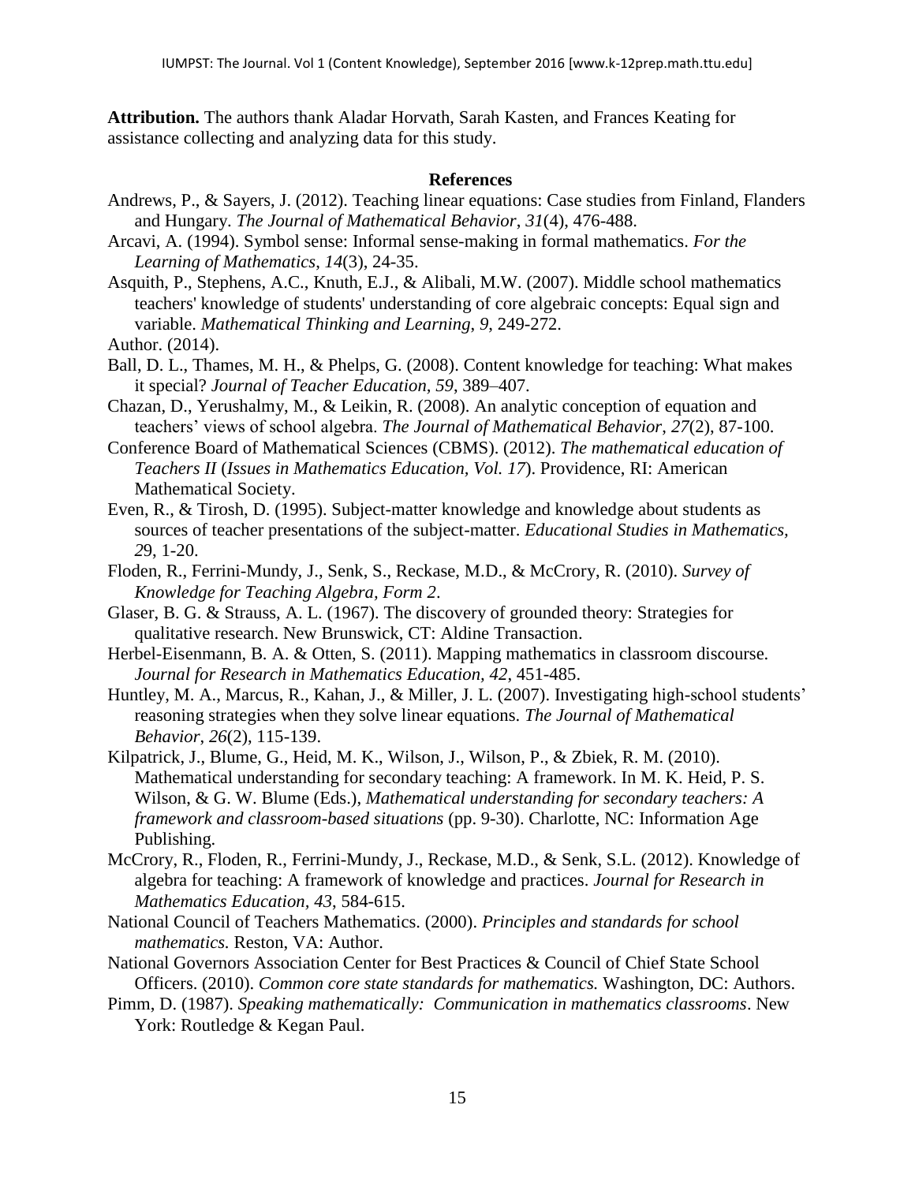**Attribution.** The authors thank Aladar Horvath, Sarah Kasten, and Frances Keating for assistance collecting and analyzing data for this study.

## References

Andrews, P., & Sayers, J. (2012). Teaching linear equations: Case studies from Finland, Flanders and Hungary. *The Journal of Mathematical Behavior*, *31*(4), 476-488.

Arcavi, A. (1994). Symbol sense: Informal sense-making in formal mathematics. *For the Learning of Mathematics*, *14*(3), 24-35.

Asquith, P., Stephens, A.C., Knuth, E.J., & Alibali, M.W. (2007). Middle school mathematics teachers' knowledge of students' understanding of core algebraic concepts: Equal sign and variable. *Mathematical Thinking and Learning, 9,* 249-272.

Author. (2014).

Ball, D. L., Thames, M. H., & Phelps, G. (2008). Content knowledge for teaching: What makes it special? *Journal of Teacher Education, 59*, 389–407.

Chazan, D., Yerushalmy, M., & Leikin, R. (2008). An analytic conception of equation and teachers' views of school algebra. *The Journal of Mathematical Behavior*, *27*(2), 87-100.

Conference Board of Mathematical Sciences (CBMS). (2012). *The mathematical education of Teachers II* (*Issues in Mathematics Education, Vol. 17*). Providence, RI: American Mathematical Society.

Even, R., & Tirosh, D. (1995). Subject-matter knowledge and knowledge about students as sources of teacher presentations of the subject-matter. *Educational Studies in Mathematics, 2*9, 1-20.

Floden, R., Ferrini-Mundy, J., Senk, S., Reckase, M.D., & McCrory, R. (2010). *Survey of Knowledge for Teaching Algebra, Form 2*.

Glaser, B. G. & Strauss, A. L. (1967). The discovery of grounded theory: Strategies for qualitative research. New Brunswick, CT: Aldine Transaction.

Herbel-Eisenmann, B. A. & Otten, S. (2011). Mapping mathematics in classroom discourse. *Journal for Research in Mathematics Education, 42*, 451-485.

Huntley, M. A., Marcus, R., Kahan, J., & Miller, J. L. (2007). Investigating high-school students' reasoning strategies when they solve linear equations. *The Journal of Mathematical Behavior*, *26*(2), 115-139.

Kilpatrick, J., Blume, G., Heid, M. K., Wilson, J., Wilson, P., & Zbiek, R. M. (2010). Mathematical understanding for secondary teaching: A framework. In M. K. Heid, P. S. Wilson, & G. W. Blume (Eds.), *Mathematical understanding for secondary teachers: A framework and classroom-based situations* (pp. 9-30). Charlotte, NC: Information Age Publishing.

McCrory, R., Floden, R., Ferrini-Mundy, J., Reckase, M.D., & Senk, S.L. (2012). Knowledge of algebra for teaching: A framework of knowledge and practices. *Journal for Research in Mathematics Education*, *43*, 584-615.

National Council of Teachers Mathematics. (2000). *Principles and standards for school mathematics.* Reston, VA: Author.

National Governors Association Center for Best Practices & Council of Chief State School Officers. (2010). *Common core state standards for mathematics.* Washington, DC: Authors.

Pimm, D. (1987). *Speaking mathematically: Communication in mathematics classrooms*. New York: Routledge & Kegan Paul.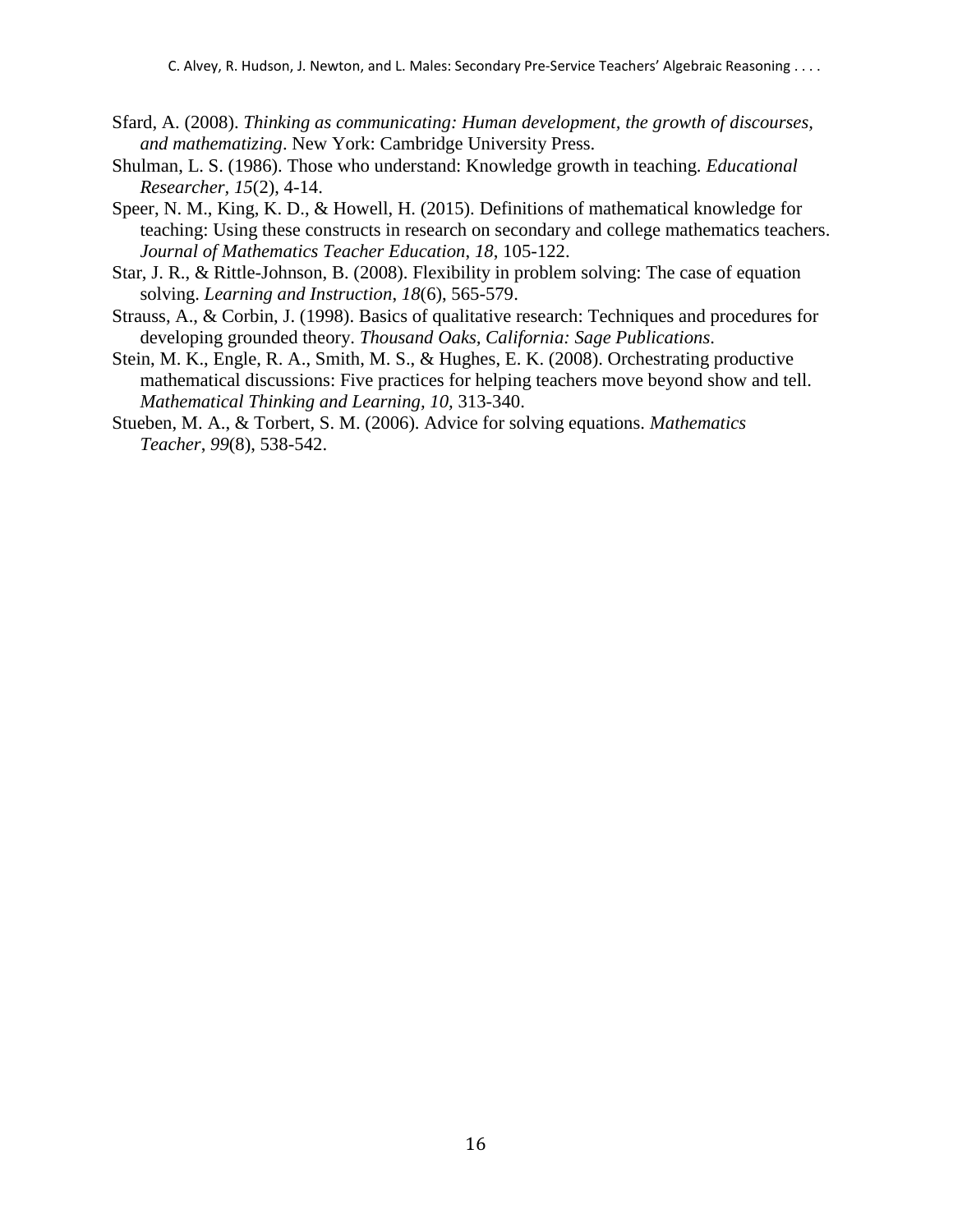Sfard, A. (2008). *Thinking as communicating: Human development, the growth of discourses, and mathematizing*. New York: Cambridge University Press.

Shulman, L. S. (1986). Those who understand: Knowledge growth in teaching. *Educational Researcher, 15*(2), 4-14.

Speer, N. M., King, K. D., & Howell, H. (2015). Definitions of mathematical knowledge for teaching: Using these constructs in research on secondary and college mathematics teachers. *Journal of Mathematics Teacher Education*, *18*, 105-122.

Star, J. R., & Rittle-Johnson, B. (2008). Flexibility in problem solving: The case of equation solving. *Learning and Instruction*, *18*(6), 565-579.

Strauss, A., & Corbin, J. (1998). Basics of qualitative research: Techniques and procedures for developing grounded theory. *Thousand Oaks, California: Sage Publications*.

Stein, M. K., Engle, R. A., Smith, M. S., & Hughes, E. K. (2008). Orchestrating productive mathematical discussions: Five practices for helping teachers move beyond show and tell. *Mathematical Thinking and Learning, 10,* 313-340.

Stueben, M. A., & Torbert, S. M. (2006). Advice for solving equations. *Mathematics Teacher*, *99*(8), 538-542.